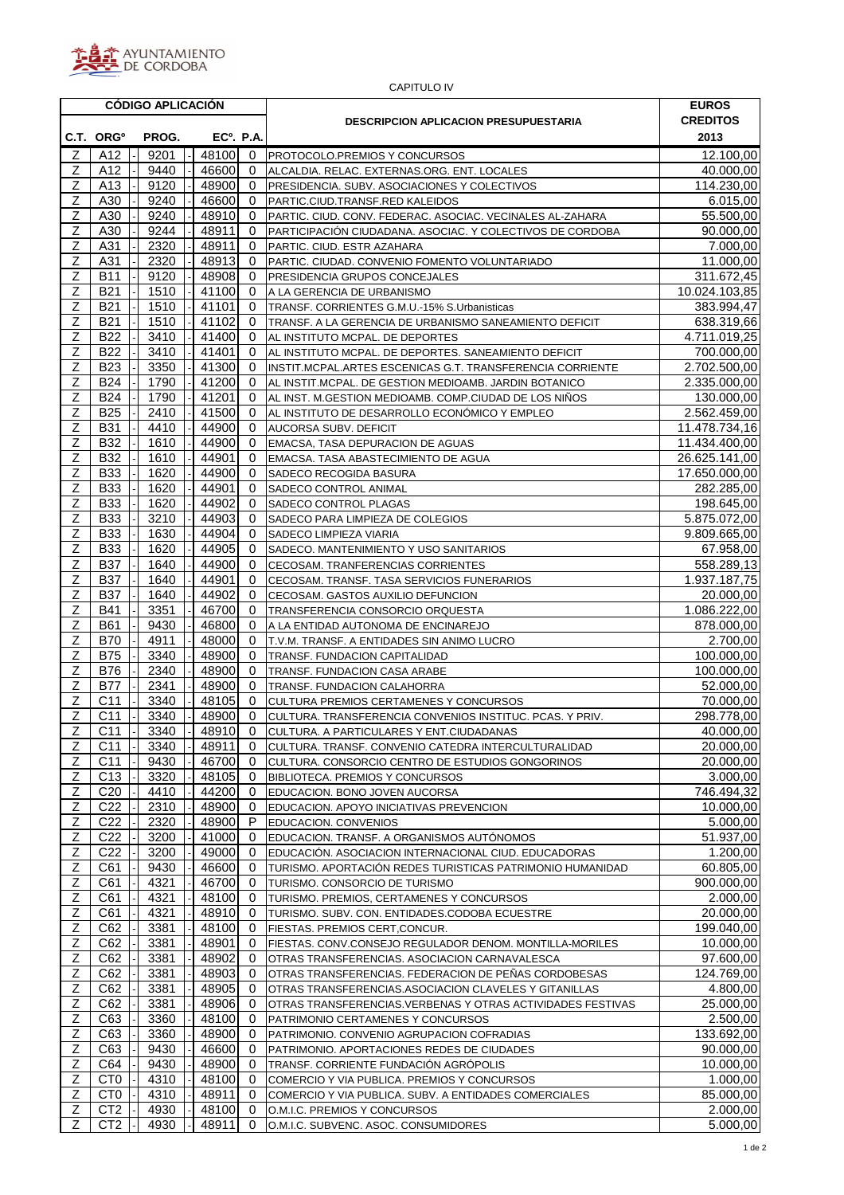AYUNTAMIENTO DE CORDOBA

CAPITULO IV

| CÓDIGO APLICACIÓN | | | | | DESCRIPCION APLICACION PRESUPUESTARIA | EUROS CREDITOS |
|---|---|---|---|---|---|---|
| C.T. | ORGº | PROG. | ECº. | P.A. | | 2013 |
| Z | A12 | 9201 | 48100 | 0 | PROTOCOLO.PREMIOS Y CONCURSOS | 12.100,00 |
| Z | A12 | 9440 | 46600 | 0 | ALCALDIA. RELAC. EXTERNAS.ORG. ENT. LOCALES | 40.000,00 |
| Z | A13 | 9120 | 48900 | 0 | PRESIDENCIA. SUBV. ASOCIACIONES Y COLECTIVOS | 114.230,00 |
| Z | A30 | 9240 | 46600 | 0 | PARTIC.CIUD.TRANSF.RED KALEIDOS | 6.015,00 |
| Z | A30 | 9240 | 48910 | 0 | PARTIC. CIUD. CONV. FEDERAC. ASOCIAC. VECINALES AL-ZAHARA | 55.500,00 |
| Z | A30 | 9244 | 48911 | 0 | PARTICIPACIÓN CIUDADANA. ASOCIAC. Y COLECTIVOS DE CORDOBA | 90.000,00 |
| Z | A31 | 2320 | 48911 | 0 | PARTIC. CIUD. ESTR AZAHARA | 7.000,00 |
| Z | A31 | 2320 | 48913 | 0 | PARTIC. CIUDAD. CONVENIO FOMENTO VOLUNTARIADO | 11.000,00 |
| Z | B11 | 9120 | 48908 | 0 | PRESIDENCIA GRUPOS CONCEJALES | 311.672,45 |
| Z | B21 | 1510 | 41100 | 0 | A LA GERENCIA DE URBANISMO | 10.024.103,85 |
| Z | B21 | 1510 | 41101 | 0 | TRANSF. CORRIENTES G.M.U.-15% S.Urbanisticas | 383.994,47 |
| Z | B21 | 1510 | 41102 | 0 | TRANSF. A LA GERENCIA DE URBANISMO SANEAMIENTO DEFICIT | 638.319,66 |
| Z | B22 | 3410 | 41400 | 0 | AL INSTITUTO MCPAL. DE DEPORTES | 4.711.019,25 |
| Z | B22 | 3410 | 41401 | 0 | AL INSTITUTO MCPAL. DE DEPORTES. SANEAMIENTO DEFICIT | 700.000,00 |
| Z | B23 | 3350 | 41300 | 0 | INSTIT.MCPAL.ARTES ESCENICAS G.T. TRANSFERENCIA CORRIENTE | 2.702.500,00 |
| Z | B24 | 1790 | 41200 | 0 | AL INSTIT.MCPAL. DE GESTION MEDIOAMB. JARDIN BOTANICO | 2.335.000,00 |
| Z | B24 | 1790 | 41201 | 0 | AL INST. M.GESTION MEDIOAMB. COMP.CIUDAD DE LOS NIÑOS | 130.000,00 |
| Z | B25 | 2410 | 41500 | 0 | AL INSTITUTO DE DESARROLLO ECONÓMICO Y EMPLEO | 2.562.459,00 |
| Z | B31 | 4410 | 44900 | 0 | AUCORSA SUBV. DEFICIT | 11.478.734,16 |
| Z | B32 | 1610 | 44900 | 0 | EMACSA, TASA DEPURACION DE AGUAS | 11.434.400,00 |
| Z | B32 | 1610 | 44901 | 0 | EMACSA. TASA ABASTECIMIENTO DE AGUA | 26.625.141,00 |
| Z | B33 | 1620 | 44900 | 0 | SADECO RECOGIDA BASURA | 17.650.000,00 |
| Z | B33 | 1620 | 44901 | 0 | SADECO CONTROL ANIMAL | 282.285,00 |
| Z | B33 | 1620 | 44902 | 0 | SADECO CONTROL PLAGAS | 198.645,00 |
| Z | B33 | 3210 | 44903 | 0 | SADECO PARA LIMPIEZA DE COLEGIOS | 5.875.072,00 |
| Z | B33 | 1630 | 44904 | 0 | SADECO LIMPIEZA VIARIA | 9.809.665,00 |
| Z | B33 | 1620 | 44905 | 0 | SADECO. MANTENIMIENTO Y USO SANITARIOS | 67.958,00 |
| Z | B37 | 1640 | 44900 | 0 | CECOSAM. TRANFERENCIAS CORRIENTES | 558.289,13 |
| Z | B37 | 1640 | 44901 | 0 | CECOSAM. TRANSF. TASA SERVICIOS FUNERARIOS | 1.937.187,75 |
| Z | B37 | 1640 | 44902 | 0 | CECOSAM. GASTOS AUXILIO DEFUNCION | 20.000,00 |
| Z | B41 | 3351 | 46700 | 0 | TRANSFERENCIA CONSORCIO ORQUESTA | 1.086.222,00 |
| Z | B61 | 9430 | 46800 | 0 | A LA ENTIDAD AUTONOMA DE ENCINAREJO | 878.000,00 |
| Z | B70 | 4911 | 48000 | 0 | T.V.M. TRANSF. A ENTIDADES SIN ANIMO LUCRO | 2.700,00 |
| Z | B75 | 3340 | 48900 | 0 | TRANSF. FUNDACION CAPITALIDAD | 100.000,00 |
| Z | B76 | 2340 | 48900 | 0 | TRANSF. FUNDACION CASA ARABE | 100.000,00 |
| Z | B77 | 2341 | 48900 | 0 | TRANSF. FUNDACION CALAHORRA | 52.000,00 |
| Z | C11 | 3340 | 48105 | 0 | CULTURA PREMIOS CERTAMENES Y CONCURSOS | 70.000,00 |
| Z | C11 | 3340 | 48900 | 0 | CULTURA. TRANSFERENCIA CONVENIOS INSTITUC. PCAS. Y PRIV. | 298.778,00 |
| Z | C11 | 3340 | 48910 | 0 | CULTURA. A PARTICULARES Y ENT.CIUDADANAS | 40.000,00 |
| Z | C11 | 3340 | 48911 | 0 | CULTURA. TRANSF. CONVENIO CATEDRA INTERCULTURALIDAD | 20.000,00 |
| Z | C11 | 9430 | 46700 | 0 | CULTURA. CONSORCIO CENTRO DE ESTUDIOS GONGORINOS | 20.000,00 |
| Z | C13 | 3320 | 48105 | 0 | BIBLIOTECA. PREMIOS Y CONCURSOS | 3.000,00 |
| Z | C20 | 4410 | 44200 | 0 | EDUCACION. BONO JOVEN AUCORSA | 746.494,32 |
| Z | C22 | 2310 | 48900 | 0 | EDUCACION. APOYO INICIATIVAS PREVENCION | 10.000,00 |
| Z | C22 | 2320 | 48900 | P | EDUCACION. CONVENIOS | 5.000,00 |
| Z | C22 | 3200 | 41000 | 0 | EDUCACION. TRANSF. A ORGANISMOS AUTÓNOMOS | 51.937,00 |
| Z | C22 | 3200 | 49000 | 0 | EDUCACIÓN. ASOCIACION INTERNACIONAL CIUD. EDUCADORAS | 1.200,00 |
| Z | C61 | 9430 | 46600 | 0 | TURISMO. APORTACIÓN REDES TURISTICAS PATRIMONIO HUMANIDAD | 60.805,00 |
| Z | C61 | 4321 | 46700 | 0 | TURISMO. CONSORCIO DE TURISMO | 900.000,00 |
| Z | C61 | 4321 | 48100 | 0 | TURISMO. PREMIOS, CERTAMENES Y CONCURSOS | 2.000,00 |
| Z | C61 | 4321 | 48910 | 0 | TURISMO. SUBV. CON. ENTIDADES.CODOBA ECUESTRE | 20.000,00 |
| Z | C62 | 3381 | 48100 | 0 | FIESTAS. PREMIOS CERT,CONCUR. | 199.040,00 |
| Z | C62 | 3381 | 48901 | 0 | FIESTAS. CONV.CONSEJO REGULADOR DENOM. MONTILLA-MORILES | 10.000,00 |
| Z | C62 | 3381 | 48902 | 0 | OTRAS TRANSFERENCIAS. ASOCIACION CARNAVALESCA | 97.600,00 |
| Z | C62 | 3381 | 48903 | 0 | OTRAS TRANSFERENCIAS. FEDERACION DE PEÑAS CORDOBESAS | 124.769,00 |
| Z | C62 | 3381 | 48905 | 0 | OTRAS TRANSFERENCIAS.ASOCIACION CLAVELES Y GITANILLAS | 4.800,00 |
| Z | C62 | 3381 | 48906 | 0 | OTRAS TRANSFERENCIAS.VERBENAS Y OTRAS ACTIVIDADES FESTIVAS | 25.000,00 |
| Z | C63 | 3360 | 48100 | 0 | PATRIMONIO CERTAMENES Y CONCURSOS | 2.500,00 |
| Z | C63 | 3360 | 48900 | 0 | PATRIMONIO. CONVENIO AGRUPACION COFRADIAS | 133.692,00 |
| Z | C63 | 9430 | 46600 | 0 | PATRIMONIO. APORTACIONES REDES DE CIUDADES | 90.000,00 |
| Z | C64 | 9430 | 48900 | 0 | TRANSF. CORRIENTE FUNDACIÓN AGRÓPOLIS | 10.000,00 |
| Z | CT0 | 4310 | 48100 | 0 | COMERCIO Y VIA PUBLICA. PREMIOS Y CONCURSOS | 1.000,00 |
| Z | CT0 | 4310 | 48911 | 0 | COMERCIO Y VIA PUBLICA. SUBV. A ENTIDADES COMERCIALES | 85.000,00 |
| Z | CT2 | 4930 | 48100 | 0 | O.M.I.C. PREMIOS Y CONCURSOS | 2.000,00 |
| Z | CT2 | 4930 | 48911 | 0 | O.M.I.C. SUBVENC. ASOC. CONSUMIDORES | 5.000,00 |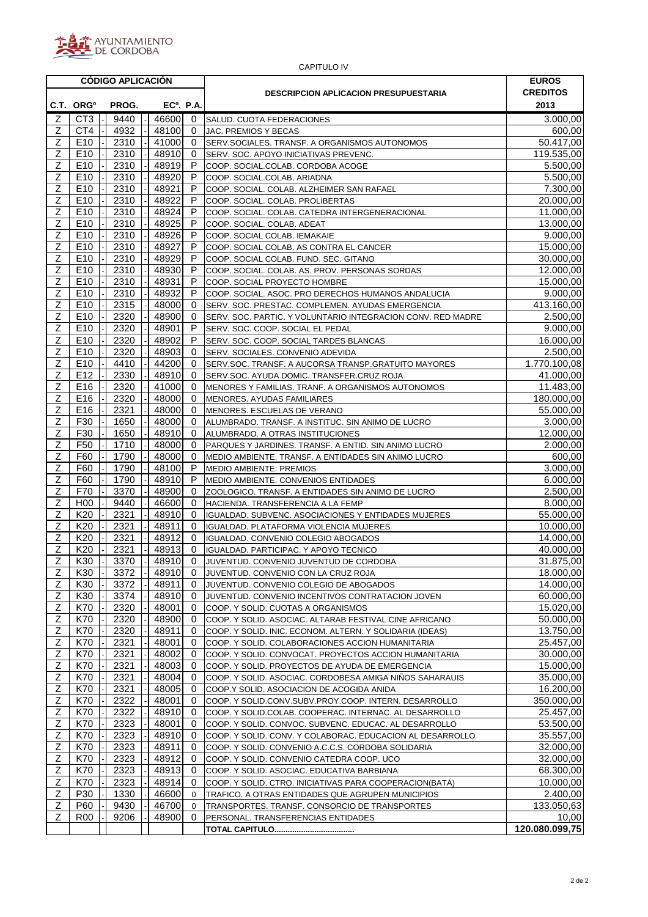AYUNTAMIENTO DE CORDOBA

CAPITULO IV

| CÓDIGO APLICACIÓN | | | | | DESCRIPCION APLICACION PRESUPUESTARIA | EUROS CREDITOS |
|---|---|---|---|---|---|---|
| C.T. | ORGº | PROG. | ECº. | P.A. | | 2013 |
| Z | CT3 | 9440 | 46600 | 0 | SALUD. CUOTA FEDERACIONES | 3.000,00 |
| Z | CT4 | 4932 | 48100 | 0 | JAC. PREMIOS Y BECAS | 600,00 |
| Z | E10 | 2310 | 41000 | 0 | SERV.SOCIALES. TRANSF. A ORGANISMOS AUTONOMOS | 50.417,00 |
| Z | E10 | 2310 | 48910 | 0 | SERV. SOC. APOYO INICIATIVAS PREVENC. | 119.535,00 |
| Z | E10 | 2310 | 48919 | P | COOP. SOCIAL.COLAB. CORDOBA ACOGE | 5.500,00 |
| Z | E10 | 2310 | 48920 | P | COOP. SOCIAL.COLAB. ARIADNA | 5.500,00 |
| Z | E10 | 2310 | 48921 | P | COOP. SOCIAL. COLAB. ALZHEIMER SAN RAFAEL | 7.300,00 |
| Z | E10 | 2310 | 48922 | P | COOP. SOCIAL. COLAB. PROLIBERTAS | 20.000,00 |
| Z | E10 | 2310 | 48924 | P | COOP. SOCIAL. COLAB. CATEDRA INTERGENERACIONAL | 11.000,00 |
| Z | E10 | 2310 | 48925 | P | COOP. SOCIAL. COLAB. ADEAT | 13.000,00 |
| Z | E10 | 2310 | 48926 | P | COOP. SOCIAL COLAB. IEMAKAIE | 9.000,00 |
| Z | E10 | 2310 | 48927 | P | COOP. SOCIAL COLAB. AS CONTRA EL CANCER | 15.000,00 |
| Z | E10 | 2310 | 48929 | P | COOP. SOCIAL. COLAB. FUND. SEC. GITANO | 30.000,00 |
| Z | E10 | 2310 | 48930 | P | COOP. SOCIAL. COLAB. AS. PROV. PERSONAS SORDAS | 12.000,00 |
| Z | E10 | 2310 | 48931 | P | COOP. SOCIAL PROYECTO HOMBRE | 15.000,00 |
| Z | E10 | 2310 | 48932 | P | COOP. SOCIAL. ASOC. PRO DERECHOS HUMANOS ANDALUCIA | 9.000,00 |
| Z | E10 | 2315 | 48000 | 0 | SERV. SOC. PRESTAC. COMPLEMEN. AYUDAS EMERGENCIA | 413.160,00 |
| Z | E10 | 2320 | 48900 | 0 | SERV. SOC. PARTIC. Y VOLUNTARIO INTEGRACION CONV. RED MADRE | 2.500,00 |
| Z | E10 | 2320 | 48901 | P | SERV. SOC. COOP. SOCIAL EL PEDAL | 9.000,00 |
| Z | E10 | 2320 | 48902 | P | SERV. SOC. COOP. SOCIAL TARDES BLANCAS | 16.000,00 |
| Z | E10 | 2320 | 48903 | 0 | SERV. SOCIALES. CONVENIO ADEVIDA | 2.500,00 |
| Z | E10 | 4410 | 44200 | 0 | SERV.SOC. TRANSF. A AUCORSA TRANSP.GRATUITO MAYORES | 1.770.100,08 |
| Z | E12 | 2330 | 48910 | 0 | SERV.SOC. AYUDA DOMIC. TRANSFER.CRUZ ROJA | 41.000,00 |
| Z | E16 | 2320 | 41000 | 0 | MENORES Y FAMILIAS. TRANF. A ORGANISMOS AUTONOMOS | 11.483,00 |
| Z | E16 | 2320 | 48000 | 0 | MENORES. AYUDAS FAMILIARES | 180.000,00 |
| Z | E16 | 2321 | 48000 | 0 | MENORES. ESCUELAS DE VERANO | 55.000,00 |
| Z | F30 | 1650 | 48000 | 0 | ALUMBRADO. TRANSF. A INSTITUC. SIN ANIMO DE LUCRO | 3.000,00 |
| Z | F30 | 1650 | 48910 | 0 | ALUMBRADO. A OTRAS INSTITUCIONES | 12.000,00 |
| Z | F50 | 1710 | 48000 | 0 | PARQUES Y JARDINES. TRANSF. A ENTID. SIN ANIMO LUCRO | 2.000,00 |
| Z | F60 | 1790 | 48000 | 0 | MEDIO AMBIENTE. TRANSF. A ENTIDADES SIN ANIMO LUCRO | 600,00 |
| Z | F60 | 1790 | 48100 | P | MEDIO AMBIENTE: PREMIOS | 3.000,00 |
| Z | F60 | 1790 | 48910 | P | MEDIO AMBIENTE. CONVENIOS ENTIDADES | 6.000,00 |
| Z | F70 | 3370 | 48900 | 0 | ZOOLOGICO. TRANSF. A ENTIDADES SIN ANIMO DE LUCRO | 2.500,00 |
| Z | H00 | 9440 | 46600 | 0 | HACIENDA. TRANSFERENCIA A LA FEMP | 8.000,00 |
| Z | K20 | 2321 | 48910 | 0 | IGUALDAD. SUBVENC. ASOCIACIONES Y ENTIDADES MUJERES | 55.000,00 |
| Z | K20 | 2321 | 48911 | 0 | IGUALDAD. PLATAFORMA VIOLENCIA MUJERES | 10.000,00 |
| Z | K20 | 2321 | 48912 | 0 | IGUALDAD. CONVENIO COLEGIO ABOGADOS | 14.000,00 |
| Z | K20 | 2321 | 48913 | 0 | IGUALDAD. PARTICIPAC. Y APOYO TECNICO | 40.000,00 |
| Z | K30 | 3370 | 48910 | 0 | JUVENTUD. CONVENIO JUVENTUD DE CORDOBA | 31.875,00 |
| Z | K30 | 3372 | 48910 | 0 | JUVENTUD. CONVENIO CON LA CRUZ ROJA | 18.000,00 |
| Z | K30 | 3372 | 48911 | 0 | JUVENTUD. CONVENIO COLEGIO DE ABOGADOS | 14.000,00 |
| Z | K30 | 3374 | 48910 | 0 | JUVENTUD. CONVENIO INCENTIVOS CONTRATACION JOVEN | 60.000,00 |
| Z | K70 | 2320 | 48001 | 0 | COOP. Y SOLID. CUOTAS A ORGANISMOS | 15.020,00 |
| Z | K70 | 2320 | 48900 | 0 | COOP. Y SOLID. ASOCIAC. ALTARAB FESTIVAL CINE AFRICANO | 50.000,00 |
| Z | K70 | 2320 | 48911 | 0 | COOP. Y SOLID. INIC. ECONOM. ALTERN. Y SOLIDARIA (IDEAS) | 13.750,00 |
| Z | K70 | 2321 | 48001 | 0 | COOP. Y SOLID. COLABORACIONES ACCION HUMANITARIA | 25.457,00 |
| Z | K70 | 2321 | 48002 | 0 | COOP. Y SOLID. CONVOCAT. PROYECTOS ACCION HUMANITARIA | 30.000,00 |
| Z | K70 | 2321 | 48003 | 0 | COOP. Y SOLID. PROYECTOS DE AYUDA DE EMERGENCIA | 15.000,00 |
| Z | K70 | 2321 | 48004 | 0 | COOP. Y SOLID. ASOCIAC. CORDOBESA AMIGA NIÑOS SAHARAUIS | 35.000,00 |
| Z | K70 | 2321 | 48005 | 0 | COOP.Y SOLID. ASOCIACION DE ACOGIDA ANIDA | 16.200,00 |
| Z | K70 | 2322 | 48001 | 0 | COOP. Y SOLID.CONV.SUBV.PROY.COOP. INTERN. DESARROLLO | 350.000,00 |
| Z | K70 | 2322 | 48910 | 0 | COOP. Y SOLID.COLAB. COOPERAC. INTERNAC. AL DESARROLLO | 25.457,00 |
| Z | K70 | 2323 | 48001 | 0 | COOP. Y SOLID. CONVOC. SUBVENC. EDUCAC. AL DESARROLLO | 53.500,00 |
| Z | K70 | 2323 | 48910 | 0 | COOP. Y SOLID. CONV. Y COLABORAC. EDUCACION AL DESARROLLO | 35.557,00 |
| Z | K70 | 2323 | 48911 | 0 | COOP. Y SOLID. CONVENIO A.C.C.S. CORDOBA SOLIDARIA | 32.000,00 |
| Z | K70 | 2323 | 48912 | 0 | COOP. Y SOLID. CONVENIO CATEDRA COOP. UCO | 32.000,00 |
| Z | K70 | 2323 | 48913 | 0 | COOP. Y SOLID. ASOCIAC. EDUCATIVA BARBIANA | 68.300,00 |
| Z | K70 | 2323 | 48914 | 0 | COOP. Y SOLID. CTRO. INICIATIVAS PARA COOPERACION(BATÁ) | 10.000,00 |
| Z | P30 | 1330 | 46600 | 0 | TRAFICO. A OTRAS ENTIDADES QUE AGRUPEN MUNICIPIOS | 2.400,00 |
| Z | P60 | 9430 | 46700 | 0 | TRANSPORTES. TRANSF. CONSORCIO DE TRANSPORTES | 133.050,63 |
| Z | R00 | 9206 | 48900 | 0 | PERSONAL. TRANSFERENCIAS ENTIDADES | 10,00 |
| | | | | | **TOTAL CAPITULO....................................** | **120.080.099,75** |